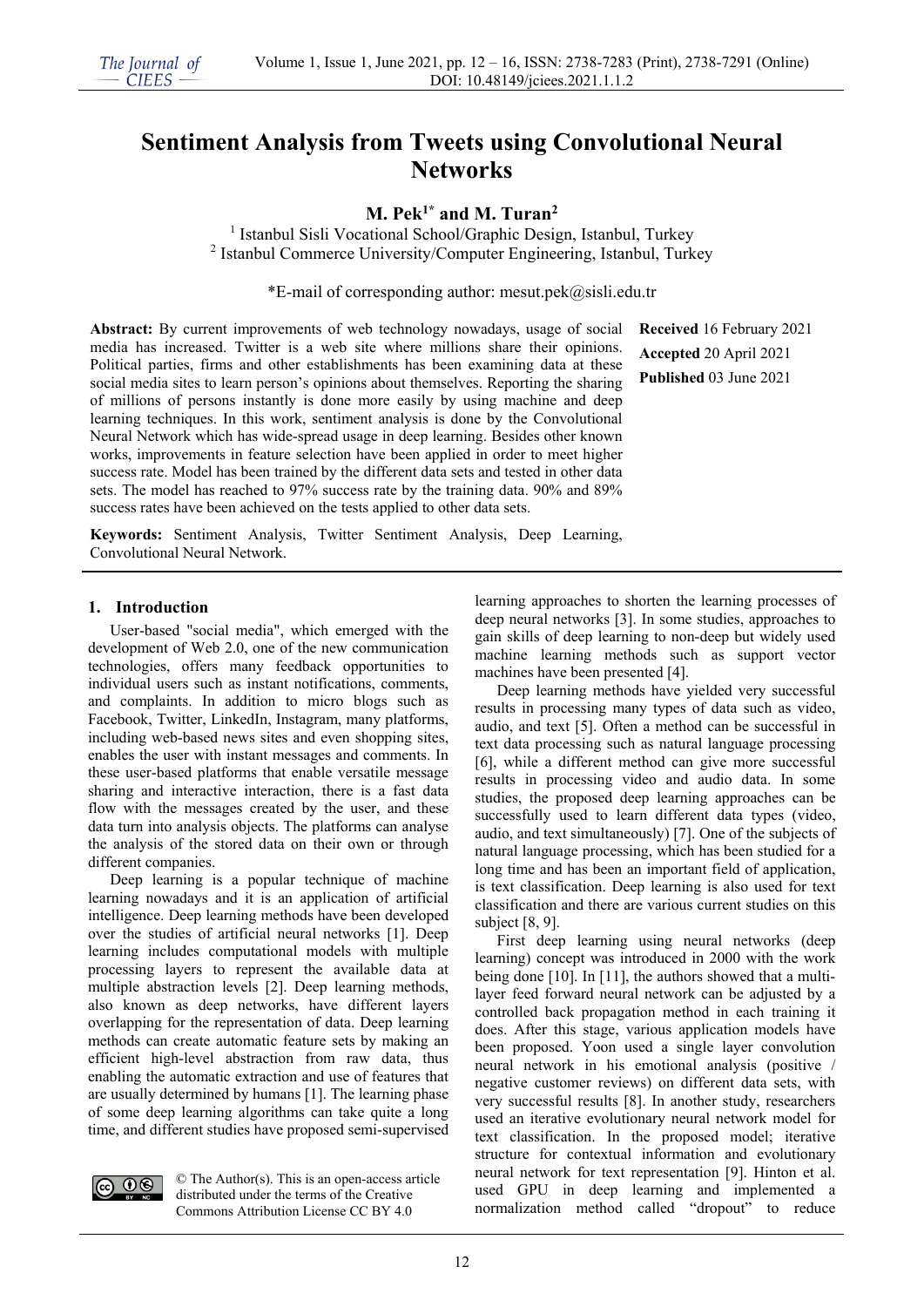# Sentiment Analysis from Tweets using Convolutional Neural Networks

**M. Pek[1*] and M. Turan[2]**

[1] Istanbul Sisli Vocational School/Graphic Design, Istanbul, Turkey
[2] Istanbul Commerce University/Computer Engineering, Istanbul, Turkey

*E-mail of corresponding author: mesut.pek@sisli.edu.tr

**Abstract:** By current improvements of web technology nowadays, usage of social media has increased. Twitter is a web site where millions share their opinions. Political parties, firms and other establishments has been examining data at these social media sites to learn person's opinions about themselves. Reporting the sharing of millions of persons instantly is done more easily by using machine and deep learning techniques. In this work, sentiment analysis is done by the Convolutional Neural Network which has wide-spread usage in deep learning. Besides other known works, improvements in feature selection have been applied in order to meet higher success rate. Model has been trained by the different data sets and tested in other data sets. The model has reached to 97% success rate by the training data. 90% and 89% success rates have been achieved on the tests applied to other data sets.

**Received** 16 February 2021
**Accepted** 20 April 2021
**Published** 03 June 2021

**Keywords:** Sentiment Analysis, Twitter Sentiment Analysis, Deep Learning, Convolutional Neural Network.

## 1. Introduction

User-based "social media", which emerged with the development of Web 2.0, one of the new communication technologies, offers many feedback opportunities to individual users such as instant notifications, comments, and complaints. In addition to micro blogs such as Facebook, Twitter, LinkedIn, Instagram, many platforms, including web-based news sites and even shopping sites, enables the user with instant messages and comments. In these user-based platforms that enable versatile message sharing and interactive interaction, there is a fast data flow with the messages created by the user, and these data turn into analysis objects. The platforms can analyse the analysis of the stored data on their own or through different companies.

Deep learning is a popular technique of machine learning nowadays and it is an application of artificial intelligence. Deep learning methods have been developed over the studies of artificial neural networks [1]. Deep learning includes computational models with multiple processing layers to represent the available data at multiple abstraction levels [2]. Deep learning methods, also known as deep networks, have different layers overlapping for the representation of data. Deep learning methods can create automatic feature sets by making an efficient high-level abstraction from raw data, thus enabling the automatic extraction and use of features that are usually determined by humans [1]. The learning phase of some deep learning algorithms can take quite a long time, and different studies have proposed semi-supervised learning approaches to shorten the learning processes of deep neural networks [3]. In some studies, approaches to gain skills of deep learning to non-deep but widely used machine learning methods such as support vector machines have been presented [4].

Deep learning methods have yielded very successful results in processing many types of data such as video, audio, and text [5]. Often a method can be successful in text data processing such as natural language processing [6], while a different method can give more successful results in processing video and audio data. In some studies, the proposed deep learning approaches can be successfully used to learn different data types (video, audio, and text simultaneously) [7]. One of the subjects of natural language processing, which has been studied for a long time and has been an important field of application, is text classification. Deep learning is also used for text classification and there are various current studies on this subject [8, 9].

First deep learning using neural networks (deep learning) concept was introduced in 2000 with the work being done [10]. In [11], the authors showed that a multi-layer feed forward neural network can be adjusted by a controlled back propagation method in each training it does. After this stage, various application models have been proposed. Yoon used a single layer convolution neural network in his emotional analysis (positive / negative customer reviews) on different data sets, with very successful results [8]. In another study, researchers used an iterative evolutionary neural network model for text classification. In the proposed model; iterative structure for contextual information and evolutionary neural network for text representation [9]. Hinton et al. used GPU in deep learning and implemented a normalization method called "dropout" to reduce

© The Author(s). This is an open-access article distributed under the terms of the Creative Commons Attribution License CC BY 4.0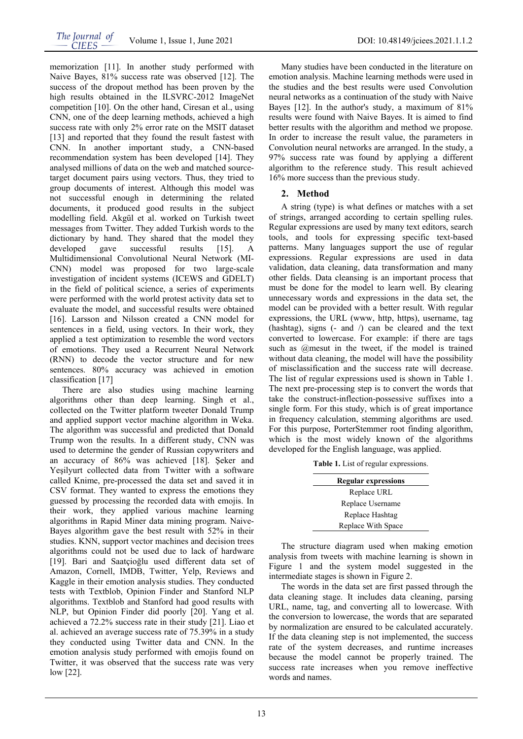memorization [11]. In another study performed with Naive Bayes, 81% success rate was observed [12]. The success of the dropout method has been proven by the high results obtained in the ILSVRC-2012 ImageNet competition [10]. On the other hand, Ciresan et al., using CNN, one of the deep learning methods, achieved a high success rate with only 2% error rate on the MSIT dataset [13] and reported that they found the result fastest with CNN. In another important study, a CNN-based recommendation system has been developed [14]. They analysed millions of data on the web and matched source-target document pairs using vectors. Thus, they tried to group documents of interest. Although this model was not successful enough in determining the related documents, it produced good results in the subject modelling field. Akgül et al. worked on Turkish tweet messages from Twitter. They added Turkish words to the dictionary by hand. They shared that the model they developed gave successful results [15]. A Multidimensional Convolutional Neural Network (MI-CNN) model was proposed for two large-scale investigation of incident systems (ICEWS and GDELT) in the field of political science, a series of experiments were performed with the world protest activity data set to evaluate the model, and successful results were obtained [16]. Larsson and Nilsson created a CNN model for sentences in a field, using vectors. In their work, they applied a test optimization to resemble the word vectors of emotions. They used a Recurrent Neural Network (RNN) to decode the vector structure and for new sentences. 80% accuracy was achieved in emotion classification [17]

There are also studies using machine learning algorithms other than deep learning. Singh et al., collected on the Twitter platform tweeter Donald Trump and applied support vector machine algorithm in Weka. The algorithm was successful and predicted that Donald Trump won the results. In a different study, CNN was used to determine the gender of Russian copywriters and an accuracy of 86% was achieved [18]. Şeker and Yeşilyurt collected data from Twitter with a software called Knime, pre-processed the data set and saved it in CSV format. They wanted to express the emotions they guessed by processing the recorded data with emojis. In their work, they applied various machine learning algorithms in Rapid Miner data mining program. Naive-Bayes algorithm gave the best result with 52% in their studies. KNN, support vector machines and decision trees algorithms could not be used due to lack of hardware [19]. Bari and Saatçioğlu used different data set of Amazon, Cornell, IMDB, Twitter, Yelp, Reviews and Kaggle in their emotion analysis studies. They conducted tests with Textblob, Opinion Finder and Stanford NLP algorithms. Textblob and Stanford had good results with NLP, but Opinion Finder did poorly [20]. Yang et al. achieved a 72.2% success rate in their study [21]. Liao et al. achieved an average success rate of 75.39% in a study they conducted using Twitter data and CNN. In the emotion analysis study performed with emojis found on Twitter, it was observed that the success rate was very low [22].

Many studies have been conducted in the literature on emotion analysis. Machine learning methods were used in the studies and the best results were used Convolution neural networks as a continuation of the study with Naive Bayes [12]. In the author's study, a maximum of 81% results were found with Naive Bayes. It is aimed to find better results with the algorithm and method we propose. In order to increase the result value, the parameters in Convolution neural networks are arranged. In the study, a 97% success rate was found by applying a different algorithm to the reference study. This result achieved 16% more success than the previous study.

## 2. Method

A string (type) is what defines or matches with a set of strings, arranged according to certain spelling rules. Regular expressions are used by many text editors, search tools, and tools for expressing specific text-based patterns. Many languages support the use of regular expressions. Regular expressions are used in data validation, data cleaning, data transformation and many other fields. Data cleansing is an important process that must be done for the model to learn well. By clearing unnecessary words and expressions in the data set, the model can be provided with a better result. With regular expressions, the URL (www, http, https), username, tag (hashtag), signs (- and /) can be cleared and the text converted to lowercase. For example: if there are tags such as @mesut in the tweet, if the model is trained without data cleaning, the model will have the possibility of misclassification and the success rate will decrease. The list of regular expressions used is shown in Table 1. The next pre-processing step is to convert the words that take the construct-inflection-possessive suffixes into a single form. For this study, which is of great importance in frequency calculation, stemming algorithms are used. For this purpose, PorterStemmer root finding algorithm, which is the most widely known of the algorithms developed for the English language, was applied.

**Table 1.** List of regular expressions.

| Regular expressions |
|---|
| Replace URL |
| Replace Username |
| Replace Hashtag |
| Replace With Space |

The structure diagram used when making emotion analysis from tweets with machine learning is shown in Figure 1 and the system model suggested in the intermediate stages is shown in Figure 2.

The words in the data set are first passed through the data cleaning stage. It includes data cleaning, parsing URL, name, tag, and converting all to lowercase. With the conversion to lowercase, the words that are separated by normalization are ensured to be calculated accurately. If the data cleaning step is not implemented, the success rate of the system decreases, and runtime increases because the model cannot be properly trained. The success rate increases when you remove ineffective words and names.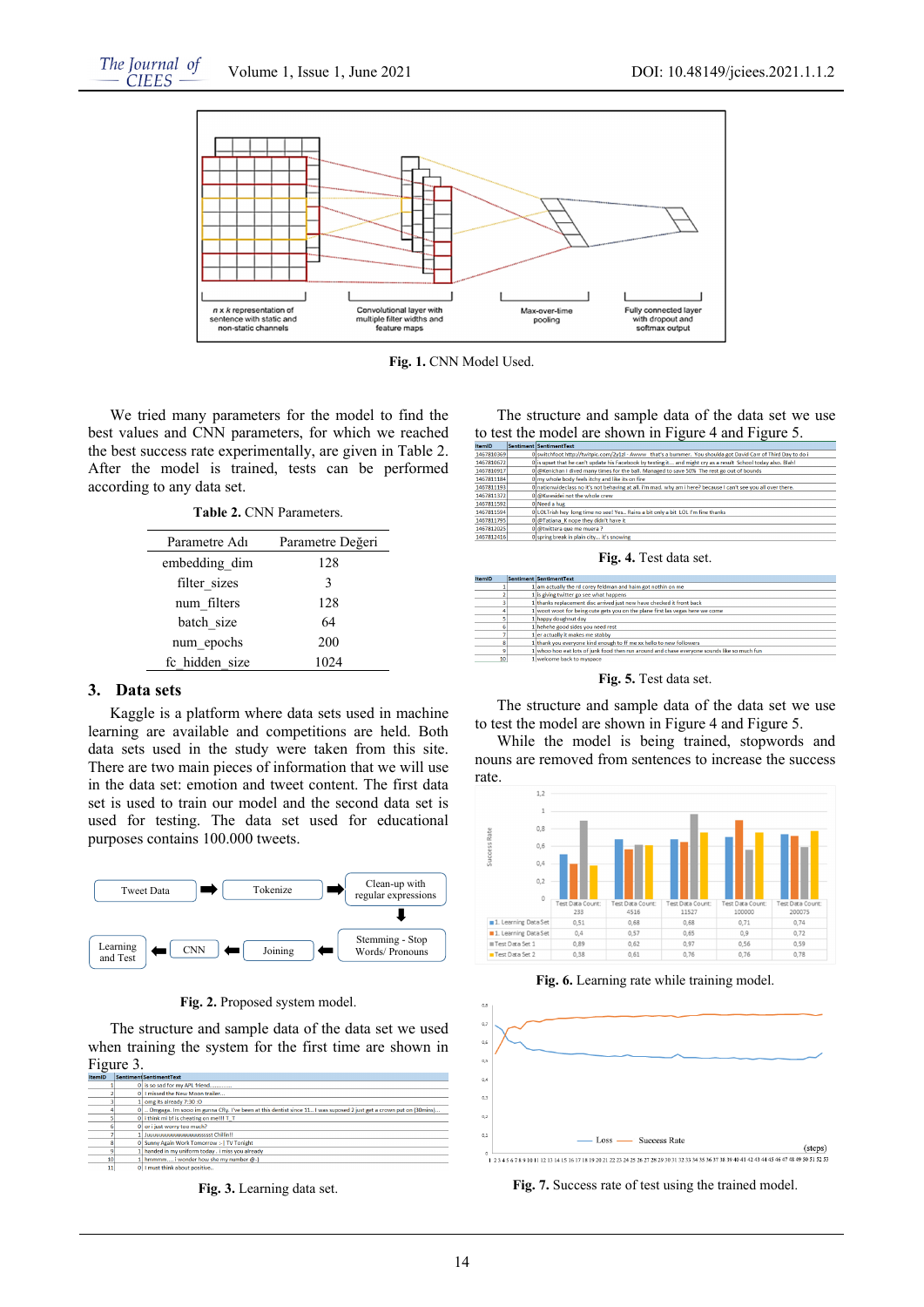n x k representation of sentence with static and non-static channels

Convolutional layer with multiple filter widths and feature maps

Max-over-time pooling

Fully connected layer with dropout and softmax output

**Fig. 1.** CNN Model Used.

We tried many parameters for the model to find the best values and CNN parameters, for which we reached the best success rate experimentally, are given in Table 2. After the model is trained, tests can be performed according to any data set.

**Table 2.** CNN Parameters.

| Parametre Adı | Parametre Değeri |
|---|---|
| embedding_dim | 128 |
| filter_sizes | 3 |
| num_filters | 128 |
| batch_size | 64 |
| num_epochs | 200 |
| fc_hidden_size | 1024 |

## 3. Data sets

Kaggle is a platform where data sets used in machine learning are available and competitions are held. Both data sets used in the study were taken from this site. There are two main pieces of information that we will use in the data set: emotion and tweet content. The first data set is used to train our model and the second data set is used for testing. The data set used for educational purposes contains 100.000 tweets.

Tweet Data → Tokenize → Clean-up with regular expressions → Stemming - Stop Words/ Pronouns → Joining → CNN → Learning and Test

**Fig. 2.** Proposed system model.

The structure and sample data of the data set we used when training the system for the first time are shown in Figure 3.

| ItemID | Sentiment | SentimentText |
|---|---|---|
| 1 | 0 | is so sad for my APL friend............. |
| 2 | 0 | I missed the New Moon trailer... |
| 3 | 1 | omg its already 7:30 :O |
| 4 | 0 | .. Omgaga. Im sooo im gunna CRy. I've been at this dentist since 11.. I was suposed 2 just get a crown put on (30mins)... |
| 5 | 0 | i think mi bf is cheating on me!!! T_T |
| 6 | 0 | or i just worry too much? |
| 7 | 1 | Juuuuuuuuuuuuuuuuussssst Chillin!! |
| 8 | 0 | Sunny Again Work Tomorrow :-\| TV Tonight |
| 9 | 1 | handed in my uniform today . i miss you already |
| 10 | 1 | hmmmm.... i wonder how she my number @-) |
| 11 | 0 | I must think about positive.. |

**Fig. 3.** Learning data set.

The structure and sample data of the data set we use to test the model are shown in Figure 4 and Figure 5.

| ItemID | Sentiment | SentimentText |
|---|---|---|
| 1467810369 | 0 | @switchfoot http://twitpic.com/2y1zl - Awww, that's a bummer. You shoulda got David Carr of Third Day to do i |
| 1467810672 | 0 | is upset that he can't update his Facebook by texting it... and might cry as a result School today also. Blah! |
| 1467810917 | 0 | @Kenichan I dived many times for the ball. Managed to save 50% The rest go out of bounds |
| 1467811184 | 0 | my whole body feels itchy and like its on fire |
| 1467811193 | 0 | @nationwideclass no, it's not behaving at all. i'm mad. why am i here? because I can't see you all over there. |
| 1467811372 | 0 | @Kwesidei not the whole crew |
| 1467811592 | 0 | Need a hug |
| 1467811594 | 0 | @LOLTrish hey long time no see! Yes.. Rains a bit only a bit LOL I'm fine thanks |
| 1467811795 | 0 | @Tatiana_K nope they didn't have it |
| 1467812025 | 0 | @twittera que me muera ? |
| 1467812416 | 0 | spring break in plain city... it's snowing |

**Fig. 4.** Test data set.

| ItemID | Sentiment | SentimentText |
|---|---|---|
| 1 | 1 | am actually the rd corey feldman and haim got nothin on me |
| 2 | 1 | is giving twitter go see what happens |
| 3 | 1 | thanks replacement disc arrived just now have checked it front back |
| 4 | 1 | woot woot for being cute gets you on the plane first las vegas here we come |
| 5 | 1 | happy doughnut day |
| 6 | 1 | hehehe good sides you need rest |
| 7 | 1 | er actually it makes me stabby |
| 8 | 1 | thank you everyone kind enough to ff me xx hello to new followers |
| 9 | 1 | whoo hoo eat lots of junk food then run around and chase everyone sounds like so much fun |
| 10 | 1 | welcome back to myspace |

**Fig. 5.** Test data set.

The structure and sample data of the data set we use to test the model are shown in Figure 4 and Figure 5.

While the model is being trained, stopwords and nouns are removed from sentences to increase the success rate.

Success Rate

1,2
1
0,8
0,6
0,4
0,2
0

Test Data Count: 233 | Test Data Count: 4516 | Test Data Count: 11527 | Test Data Count: 100000 | Test Data Count: 200075

1. Learning Data Set: 0,51 | 0,68 | 0,68 | 0,71 | 0,74
1. Learning Data Set: 0,4 | 0,57 | 0,65 | 0,9 | 0,72
Test Data Set 1: 0,89 | 0,62 | 0,97 | 0,56 | 0,59
Test Data Set 2: 0,38 | 0,61 | 0,76 | 0,76 | 0,78

**Fig. 6.** Learning rate while training model.

0,8
0,7
0,6
0,5
0,4
0,3
0,2
0,1
0

Loss — Success Rate

(steps)

1 2 3 4 5 6 7 8 9 10 11 12 13 14 15 16 17 18 19 20 21 22 23 24 25 26 27 28 29 30 31 32 33 34 35 36 37 38 39 40 41 42 43 44 45 46 47 48 49 50 51 52 53

**Fig. 7.** Success rate of test using the trained model.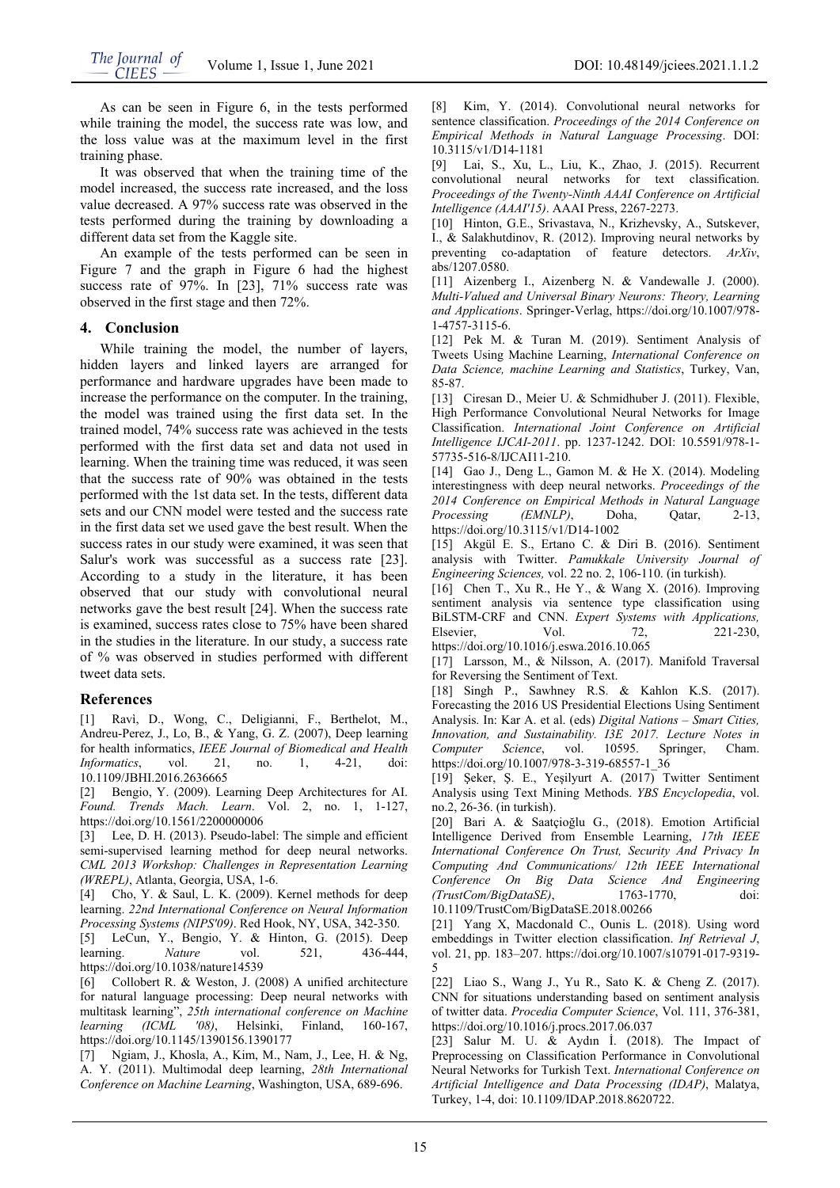As can be seen in Figure 6, in the tests performed while training the model, the success rate was low, and the loss value was at the maximum level in the first training phase.

It was observed that when the training time of the model increased, the success rate increased, and the loss value decreased. A 97% success rate was observed in the tests performed during the training by downloading a different data set from the Kaggle site.

An example of the tests performed can be seen in Figure 7 and the graph in Figure 6 had the highest success rate of 97%. In [23], 71% success rate was observed in the first stage and then 72%.

## 4. Conclusion

While training the model, the number of layers, hidden layers and linked layers are arranged for performance and hardware upgrades have been made to increase the performance on the computer. In the training, the model was trained using the first data set. In the trained model, 74% success rate was achieved in the tests performed with the first data set and data not used in learning. When the training time was reduced, it was seen that the success rate of 90% was obtained in the tests performed with the 1st data set. In the tests, different data sets and our CNN model were tested and the success rate in the first data set we used gave the best result. When the success rates in our study were examined, it was seen that Salur's work was successful as a success rate [23]. According to a study in the literature, it has been observed that our study with convolutional neural networks gave the best result [24]. When the success rate is examined, success rates close to 75% have been shared in the studies in the literature. In our study, a success rate of % was observed in studies performed with different tweet data sets.

## References

[1] Ravì, D., Wong, C., Deligianni, F., Berthelot, M., Andreu-Perez, J., Lo, B., & Yang, G. Z. (2007), Deep learning for health informatics, *IEEE Journal of Biomedical and Health Informatics*, vol. 21, no. 1, 4-21, doi: 10.1109/JBHI.2016.2636665

[2] Bengio, Y. (2009). Learning Deep Architectures for AI. *Found. Trends Mach. Learn*. Vol. 2, no. 1, 1-127, https://doi.org/10.1561/2200000006

[3] Lee, D. H. (2013). Pseudo-label: The simple and efficient semi-supervised learning method for deep neural networks. *CML 2013 Workshop: Challenges in Representation Learning (WREPL)*, Atlanta, Georgia, USA, 1-6.

[4] Cho, Y. & Saul, L. K. (2009). Kernel methods for deep learning. *22nd International Conference on Neural Information Processing Systems (NIPS'09)*. Red Hook, NY, USA, 342-350.

[5] LeCun, Y., Bengio, Y. & Hinton, G. (2015). Deep learning. *Nature* vol. 521, 436-444, https://doi.org/10.1038/nature14539

[6] Collobert R. & Weston, J. (2008) A unified architecture for natural language processing: Deep neural networks with multitask learning", *25th international conference on Machine learning (ICML '08)*, Helsinki, Finland, 160-167, https://doi.org/10.1145/1390156.1390177

[7] Ngiam, J., Khosla, A., Kim, M., Nam, J., Lee, H. & Ng, A. Y. (2011). Multimodal deep learning, *28th International Conference on Machine Learning*, Washington, USA, 689-696.

[8] Kim, Y. (2014). Convolutional neural networks for sentence classification. *Proceedings of the 2014 Conference on Empirical Methods in Natural Language Processing*. DOI: 10.3115/v1/D14-1181

[9] Lai, S., Xu, L., Liu, K., Zhao, J. (2015). Recurrent convolutional neural networks for text classification. *Proceedings of the Twenty-Ninth AAAI Conference on Artificial Intelligence (AAAI'15)*. AAAI Press, 2267-2273.

[10] Hinton, G.E., Srivastava, N., Krizhevsky, A., Sutskever, I., & Salakhutdinov, R. (2012). Improving neural networks by preventing co-adaptation of feature detectors. *ArXiv*, abs/1207.0580.

[11] Aizenberg I., Aizenberg N. & Vandewalle J. (2000). *Multi-Valued and Universal Binary Neurons: Theory, Learning and Applications*. Springer-Verlag, https://doi.org/10.1007/978-1-4757-3115-6.

[12] Pek M. & Turan M. (2019). Sentiment Analysis of Tweets Using Machine Learning, *International Conference on Data Science, machine Learning and Statistics*, Turkey, Van, 85-87.

[13] Ciresan D., Meier U. & Schmidhuber J. (2011). Flexible, High Performance Convolutional Neural Networks for Image Classification. *International Joint Conference on Artificial Intelligence IJCAI-2011*. pp. 1237-1242. DOI: 10.5591/978-1-57735-516-8/IJCAI11-210.

[14] Gao J., Deng L., Gamon M. & He X. (2014). Modeling interestingness with deep neural networks. *Proceedings of the 2014 Conference on Empirical Methods in Natural Language Processing (EMNLP)*, Doha, Qatar, 2-13, https://doi.org/10.3115/v1/D14-1002

[15] Akgül E. S., Ertano C. & Diri B. (2016). Sentiment analysis with Twitter. *Pamukkale University Journal of Engineering Sciences,* vol. 22 no. 2, 106-110. (in turkish).

[16] Chen T., Xu R., He Y., & Wang X. (2016). Improving sentiment analysis via sentence type classification using BiLSTM-CRF and CNN. *Expert Systems with Applications,* Elsevier, Vol. 72, 221-230, https://doi.org/10.1016/j.eswa.2016.10.065

[17] Larsson, M., & Nilsson, A. (2017). Manifold Traversal for Reversing the Sentiment of Text.

[18] Singh P., Sawhney R.S. & Kahlon K.S. (2017). Forecasting the 2016 US Presidential Elections Using Sentiment Analysis. In: Kar A. et al. (eds) *Digital Nations – Smart Cities, Innovation, and Sustainability. I3E 2017. Lecture Notes in Computer Science*, vol. 10595. Springer, Cham. https://doi.org/10.1007/978-3-319-68557-1_36

[19] Şeker, Ş. E., Yeşilyurt A. (2017) Twitter Sentiment Analysis using Text Mining Methods. *YBS Encyclopedia*, vol. no.2, 26-36. (in turkish).

[20] Bari A. & Saatçioğlu G., (2018). Emotion Artificial Intelligence Derived from Ensemble Learning, *17th IEEE International Conference On Trust, Security And Privacy In Computing And Communications/ 12th IEEE International Conference On Big Data Science And Engineering (TrustCom/BigDataSE)*, 1763-1770, doi: 10.1109/TrustCom/BigDataSE.2018.00266

[21] Yang X, Macdonald C., Ounis L. (2018). Using word embeddings in Twitter election classification. *Inf Retrieval J*, vol. 21, pp. 183–207. https://doi.org/10.1007/s10791-017-9319-5

[22] Liao S., Wang J., Yu R., Sato K. & Cheng Z. (2017). CNN for situations understanding based on sentiment analysis of twitter data. *Procedia Computer Science*, Vol. 111, 376-381, https://doi.org/10.1016/j.procs.2017.06.037

[23] Salur M. U. & Aydın İ. (2018). The Impact of Preprocessing on Classification Performance in Convolutional Neural Networks for Turkish Text. *International Conference on Artificial Intelligence and Data Processing (IDAP)*, Malatya, Turkey, 1-4, doi: 10.1109/IDAP.2018.8620722.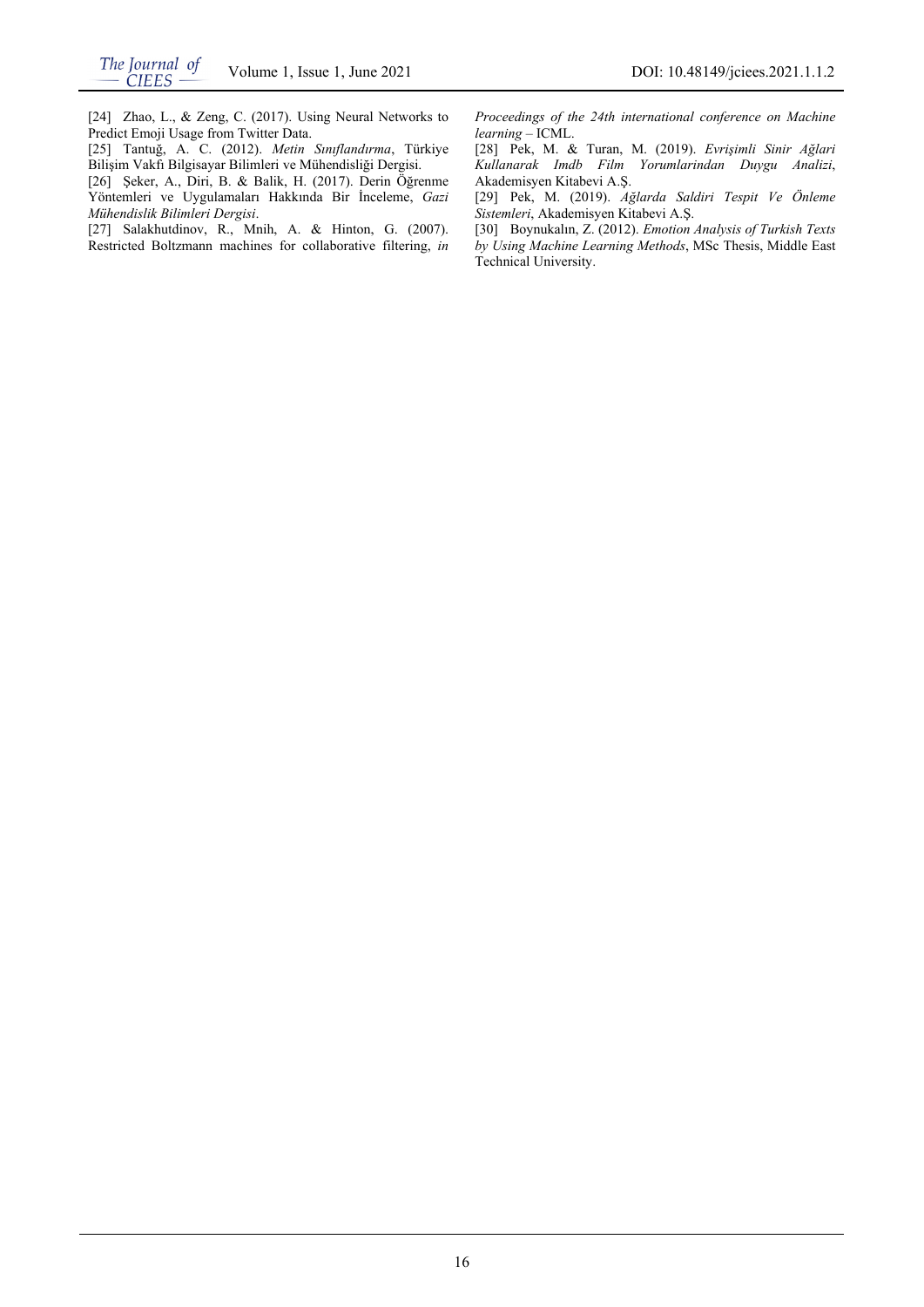[24] Zhao, L., & Zeng, C. (2017). Using Neural Networks to Predict Emoji Usage from Twitter Data.

[25] Tantuğ, A. C. (2012). *Metin Sınıflandırma*, Türkiye Bilişim Vakfı Bilgisayar Bilimleri ve Mühendisliği Dergisi.

[26] Şeker, A., Diri, B. & Balik, H. (2017). Derin Öğrenme Yöntemleri ve Uygulamaları Hakkında Bir İnceleme, *Gazi Mühendislik Bilimleri Dergisi*.

[27] Salakhutdinov, R., Mnih, A. & Hinton, G. (2007). Restricted Boltzmann machines for collaborative filtering, *in Proceedings of the 24th international conference on Machine learning* – ICML.

[28] Pek, M. & Turan, M. (2019). *Evrişimli Sinir Ağlari Kullanarak Imdb Film Yorumlarindan Duygu Analizi*, Akademisyen Kitabevi A.Ş.

[29] Pek, M. (2019). *Ağlarda Saldiri Tespit Ve Önleme Sistemleri*, Akademisyen Kitabevi A.Ş.

[30] Boynukalın, Z. (2012). *Emotion Analysis of Turkish Texts by Using Machine Learning Methods*, MSc Thesis, Middle East Technical University.